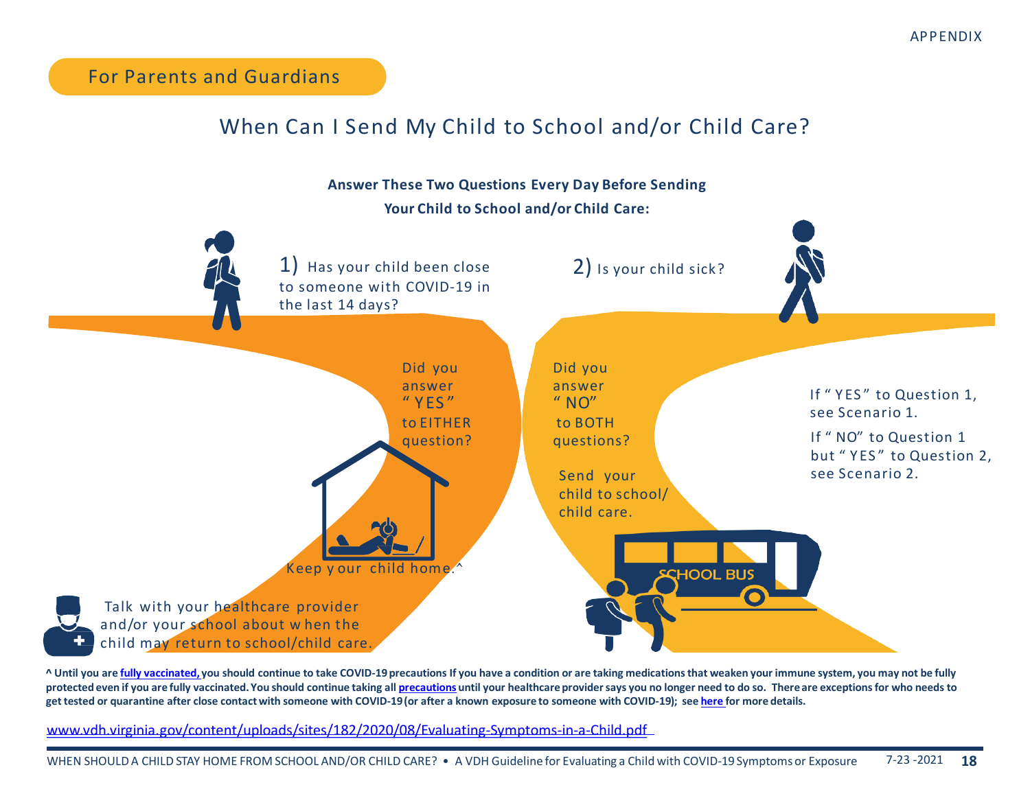APPENDIX

For Parents and Guardians

# When Can I Send My Child to School and/or Child Care?

**Answer These Two Questions Every Day Before Sending Your Child to School and/or Child Care:**

1) Has your child been close to someone with COVID-19 in the last 14 days?

2) Is your child sick?

Did you answer "YES" to EITHER question?

Keep your child home.^

Talk with your healthcare provider and/or your school about when the child may return to school/child care.

Did you answer "NO" to BOTH questions?

Send your child to school/ child care.

If "YES" to Question 1, see Scenario 1.

If "NO" to Question 1 but "YES" to Question 2, see Scenario 2.

**^ Until you are fully vaccinated, you should continue to take COVID-19 precautions If you have a condition or are taking medications that weaken your immune system, you may not be fully protected even if you are fully vaccinated. You should continue taking all precautions until your healthcare provider says you no longer need to do so. There are exceptions for who needs to get tested or quarantine after close contact with someone with COVID-19 (or after a known exposure to someone with COVID-19); see here for more details.**

www.vdh.virginia.gov/content/uploads/sites/182/2020/08/Evaluating-Symptoms-in-a-Child.pdf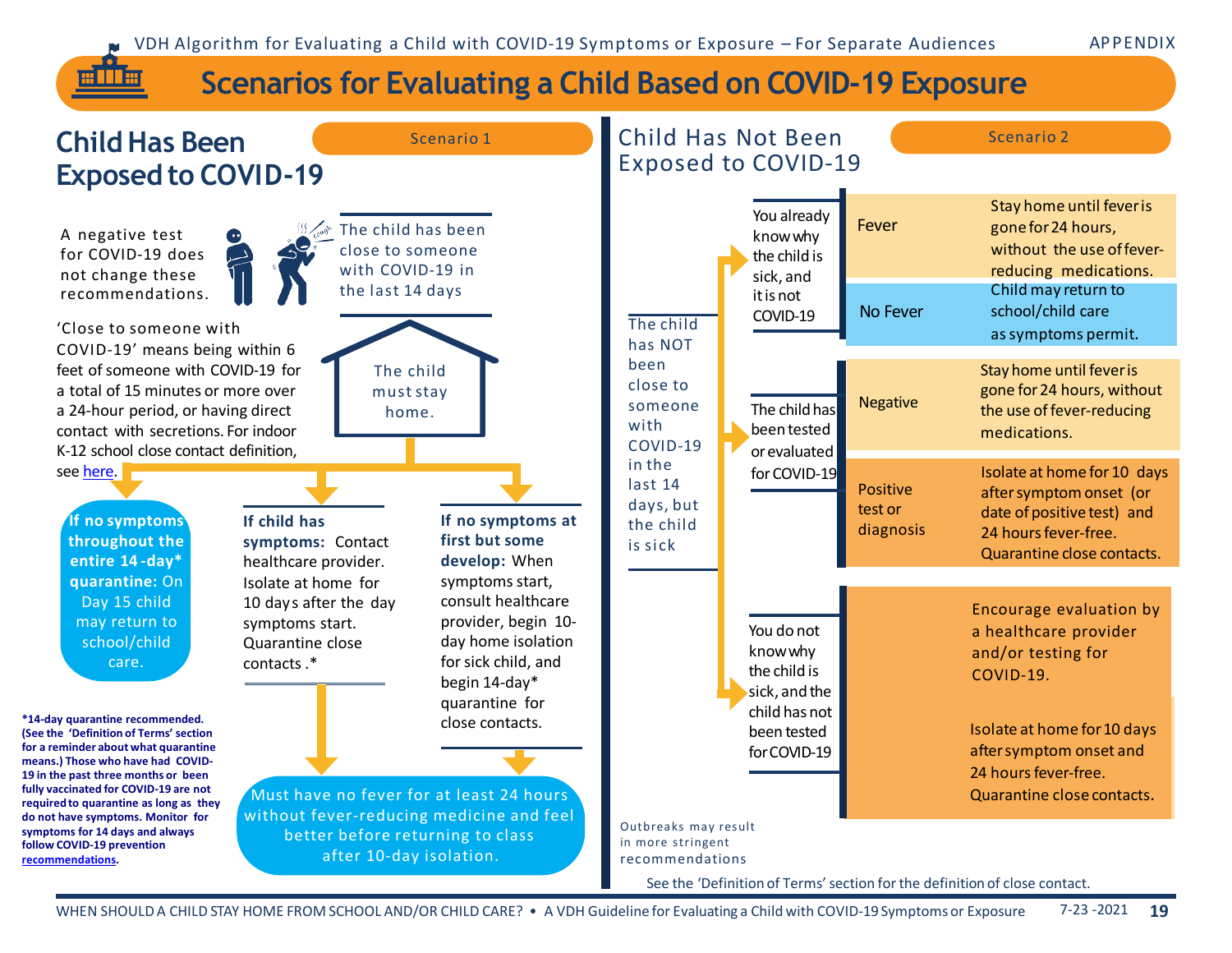VDH Algorithm for Evaluating a Child with COVID-19 Symptoms or Exposure – For Separate Audiences

APPENDIX

# Scenarios for Evaluating a Child Based on COVID-19 Exposure

## Child Has Been Exposed to COVID-19

**Scenario 1**

A negative test for COVID-19 does not change these recommendations.

The child has been close to someone with COVID-19 in the last 14 days

'Close to someone with COVID-19' means being within 6 feet of someone with COVID-19 for a total of 15 minutes or more over a 24-hour period, or having direct contact with secretions. For indoor K-12 school close contact definition, see here.

The child must stay home.

- **If no symptoms throughout the entire 14-day* quarantine:** On Day 15 child may return to school/child care.
- **If child has symptoms:** Contact healthcare provider. Isolate at home for 10 days after the day symptoms start. Quarantine close contacts.*
- **If no symptoms at first but some develop:** When symptoms start, consult healthcare provider, begin 10-day home isolation for sick child, and begin 14-day* quarantine for close contacts.

Must have no fever for at least 24 hours without fever-reducing medicine and feel better before returning to class after 10-day isolation.

***14-day quarantine recommended. (See the 'Definition of Terms' section for a reminder about what quarantine means.) Those who have had COVID-19 in the past three months or been fully vaccinated for COVID-19 are not required to quarantine as long as they do not have symptoms. Monitor for symptoms for 14 days and always follow COVID-19 prevention recommendations.**

## Child Has Not Been Exposed to COVID-19

**Scenario 2**

The child has NOT been close to someone with COVID-19 in the last 14 days, but the child is sick

| Situation | Result | Recommendation |
|---|---|---|
| You already know why the child is sick, and it is not COVID-19 | Fever | Stay home until fever is gone for 24 hours, without the use of fever-reducing medications. |
| | No Fever | Child may return to school/child care as symptoms permit. |
| The child has been tested or evaluated for COVID-19 | Negative | Stay home until fever is gone for 24 hours, without the use of fever-reducing medications. |
| | Positive test or diagnosis | Isolate at home for 10 days after symptom onset (or date of positive test) and 24 hours fever-free. Quarantine close contacts. |
| You do not know why the child is sick, and the child has not been tested for COVID-19 | | Encourage evaluation by a healthcare provider and/or testing for COVID-19. Isolate at home for 10 days after symptom onset and 24 hours fever-free. Quarantine close contacts. |

Outbreaks may result in more stringent recommendations

See the 'Definition of Terms' section for the definition of close contact.

WHEN SHOULD A CHILD STAY HOME FROM SCHOOL AND/OR CHILD CARE? • A VDH Guideline for Evaluating a Child with COVID-19 Symptoms or Exposure 7-23-2021